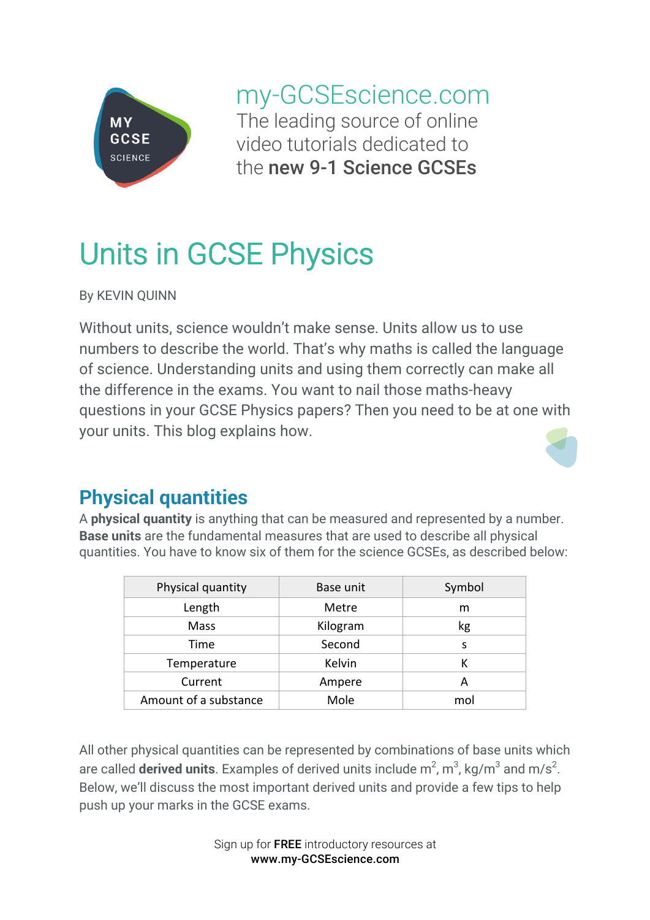my-GCSEscience.com

The leading source of online video tutorials dedicated to the **new 9-1 Science GCSEs**

# Units in GCSE Physics

By KEVIN QUINN

Without units, science wouldn't make sense. Units allow us to use numbers to describe the world. That's why maths is called the language of science. Understanding units and using them correctly can make all the difference in the exams. You want to nail those maths-heavy questions in your GCSE Physics papers? Then you need to be at one with your units. This blog explains how.

## Physical quantities

A **physical quantity** is anything that can be measured and represented by a number. **Base units** are the fundamental measures that are used to describe all physical quantities. You have to know six of them for the science GCSEs, as described below:

| Physical quantity | Base unit | Symbol |
|---|---|---|
| Length | Metre | m |
| Mass | Kilogram | kg |
| Time | Second | s |
| Temperature | Kelvin | K |
| Current | Ampere | A |
| Amount of a substance | Mole | mol |

All other physical quantities can be represented by combinations of base units which are called **derived units**. Examples of derived units include $m^2$, $m^3$, $kg/m^3$ and $m/s^2$. Below, we'll discuss the most important derived units and provide a few tips to help push up your marks in the GCSE exams.

Sign up for **FREE** introductory resources at **www.my-GCSEscience.com**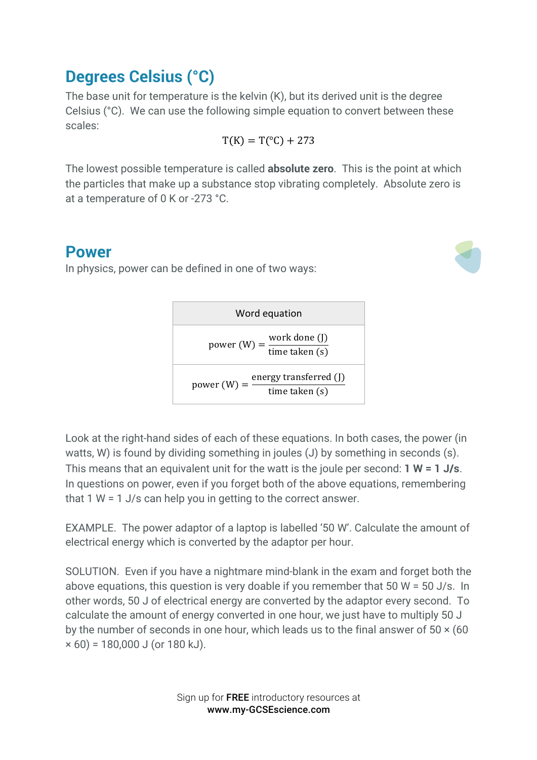## Degrees Celsius (°C)

The base unit for temperature is the kelvin (K), but its derived unit is the degree Celsius (°C). We can use the following simple equation to convert between these scales:

$$\mathrm{T(K)} = \mathrm{T(°C)} + 273$$

The lowest possible temperature is called **absolute zero**. This is the point at which the particles that make up a substance stop vibrating completely. Absolute zero is at a temperature of 0 K or -273 °C.

## Power

In physics, power can be defined in one of two ways:

| Word equation |
|---|
| $\text{power (W)} = \dfrac{\text{work done (J)}}{\text{time taken (s)}}$ |
| $\text{power (W)} = \dfrac{\text{energy transferred (J)}}{\text{time taken (s)}}$ |

Look at the right-hand sides of each of these equations. In both cases, the power (in watts, W) is found by dividing something in joules (J) by something in seconds (s). This means that an equivalent unit for the watt is the joule per second: **1 W = 1 J/s**. In questions on power, even if you forget both of the above equations, remembering that 1 W = 1 J/s can help you in getting to the correct answer.

EXAMPLE. The power adaptor of a laptop is labelled '50 W'. Calculate the amount of electrical energy which is converted by the adaptor per hour.

SOLUTION. Even if you have a nightmare mind-blank in the exam and forget both the above equations, this question is very doable if you remember that 50 W = 50 J/s. In other words, 50 J of electrical energy are converted by the adaptor every second. To calculate the amount of energy converted in one hour, we just have to multiply 50 J by the number of seconds in one hour, which leads us to the final answer of 50 × (60 × 60) = 180,000 J (or 180 kJ).

Sign up for **FREE** introductory resources at
**www.my-GCSEscience.com**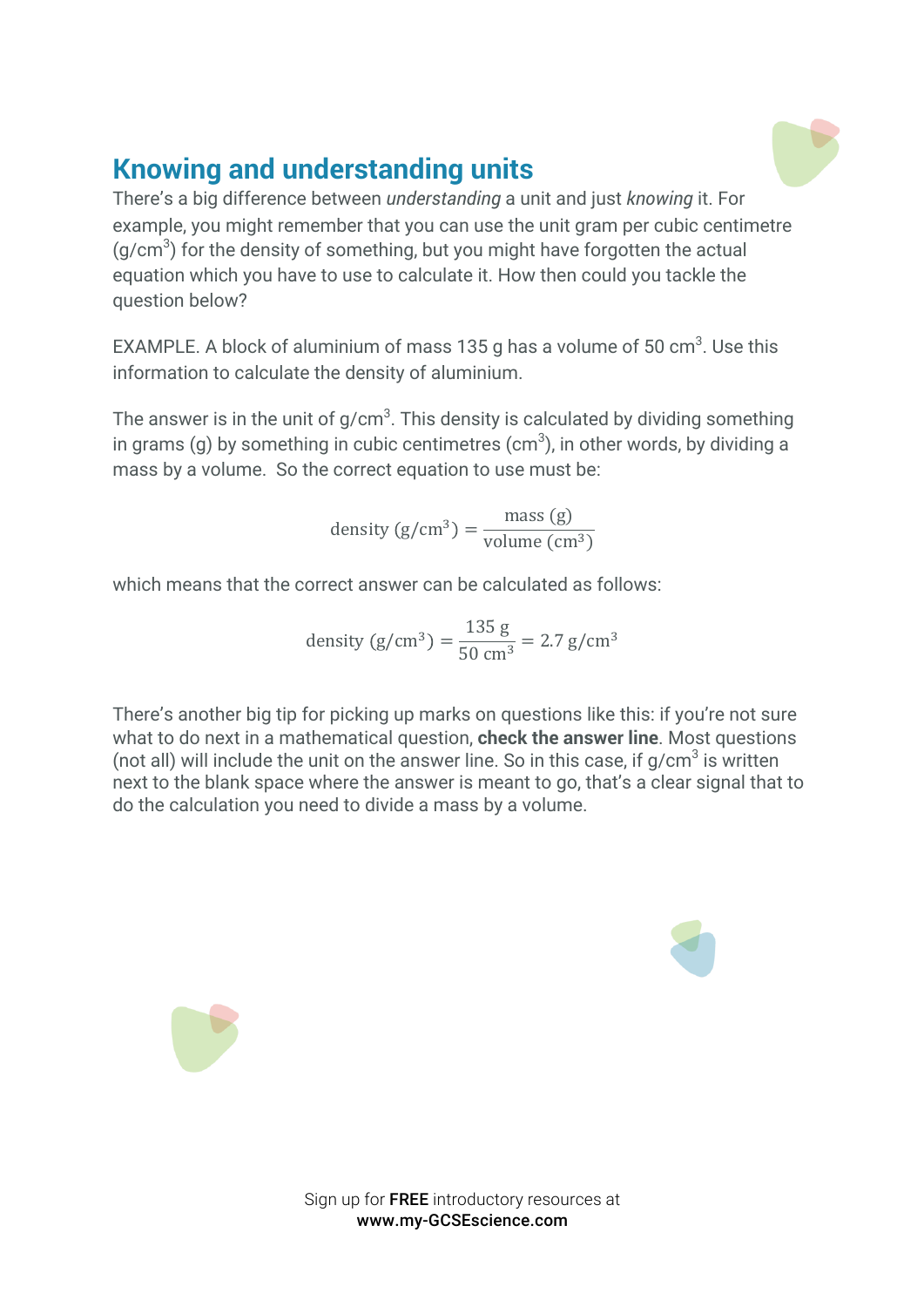## Knowing and understanding units

There's a big difference between *understanding* a unit and just *knowing* it. For example, you might remember that you can use the unit gram per cubic centimetre ($g/cm^3$) for the density of something, but you might have forgotten the actual equation which you have to use to calculate it. How then could you tackle the question below?

EXAMPLE. A block of aluminium of mass 135 g has a volume of 50 $cm^3$. Use this information to calculate the density of aluminium.

The answer is in the unit of $g/cm^3$. This density is calculated by dividing something in grams (g) by something in cubic centimetres ($cm^3$), in other words, by dividing a mass by a volume. So the correct equation to use must be:

$$\text{density } (\text{g/cm}^3) = \frac{\text{mass (g)}}{\text{volume (cm}^3\text{)}}$$

which means that the correct answer can be calculated as follows:

$$\text{density } (\text{g/cm}^3) = \frac{135 \text{ g}}{50 \text{ cm}^3} = 2.7 \text{ g/cm}^3$$

There's another big tip for picking up marks on questions like this: if you're not sure what to do next in a mathematical question, **check the answer line**. Most questions (not all) will include the unit on the answer line. So in this case, if $g/cm^3$ is written next to the blank space where the answer is meant to go, that's a clear signal that to do the calculation you need to divide a mass by a volume.

Sign up for **FREE** introductory resources at
**www.my-GCSEscience.com**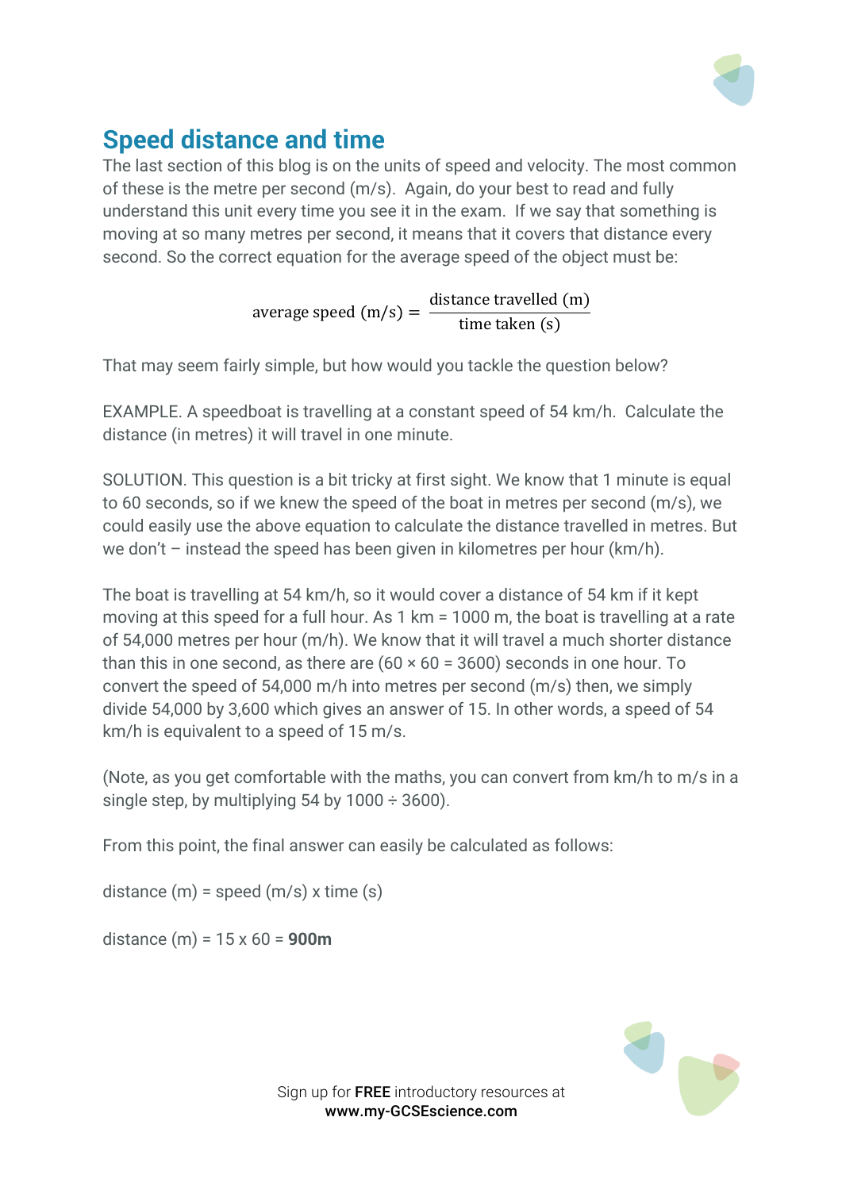## Speed distance and time

The last section of this blog is on the units of speed and velocity. The most common of these is the metre per second (m/s).  Again, do your best to read and fully understand this unit every time you see it in the exam.  If we say that something is moving at so many metres per second, it means that it covers that distance every second. So the correct equation for the average speed of the object must be:

$$\text{average speed (m/s)} = \frac{\text{distance travelled (m)}}{\text{time taken (s)}}$$

That may seem fairly simple, but how would you tackle the question below?

EXAMPLE. A speedboat is travelling at a constant speed of 54 km/h.  Calculate the distance (in metres) it will travel in one minute.

SOLUTION. This question is a bit tricky at first sight. We know that 1 minute is equal to 60 seconds, so if we knew the speed of the boat in metres per second (m/s), we could easily use the above equation to calculate the distance travelled in metres. But we don't – instead the speed has been given in kilometres per hour (km/h).

The boat is travelling at 54 km/h, so it would cover a distance of 54 km if it kept moving at this speed for a full hour. As 1 km = 1000 m, the boat is travelling at a rate of 54,000 metres per hour (m/h). We know that it will travel a much shorter distance than this in one second, as there are (60 × 60 = 3600) seconds in one hour. To convert the speed of 54,000 m/h into metres per second (m/s) then, we simply divide 54,000 by 3,600 which gives an answer of 15. In other words, a speed of 54 km/h is equivalent to a speed of 15 m/s.

(Note, as you get comfortable with the maths, you can convert from km/h to m/s in a single step, by multiplying 54 by 1000 ÷ 3600).

From this point, the final answer can easily be calculated as follows:

distance (m) = speed (m/s) x time (s)

distance (m) = 15 x 60 = **900m**

Sign up for **FREE** introductory resources at **www.my-GCSEscience.com**